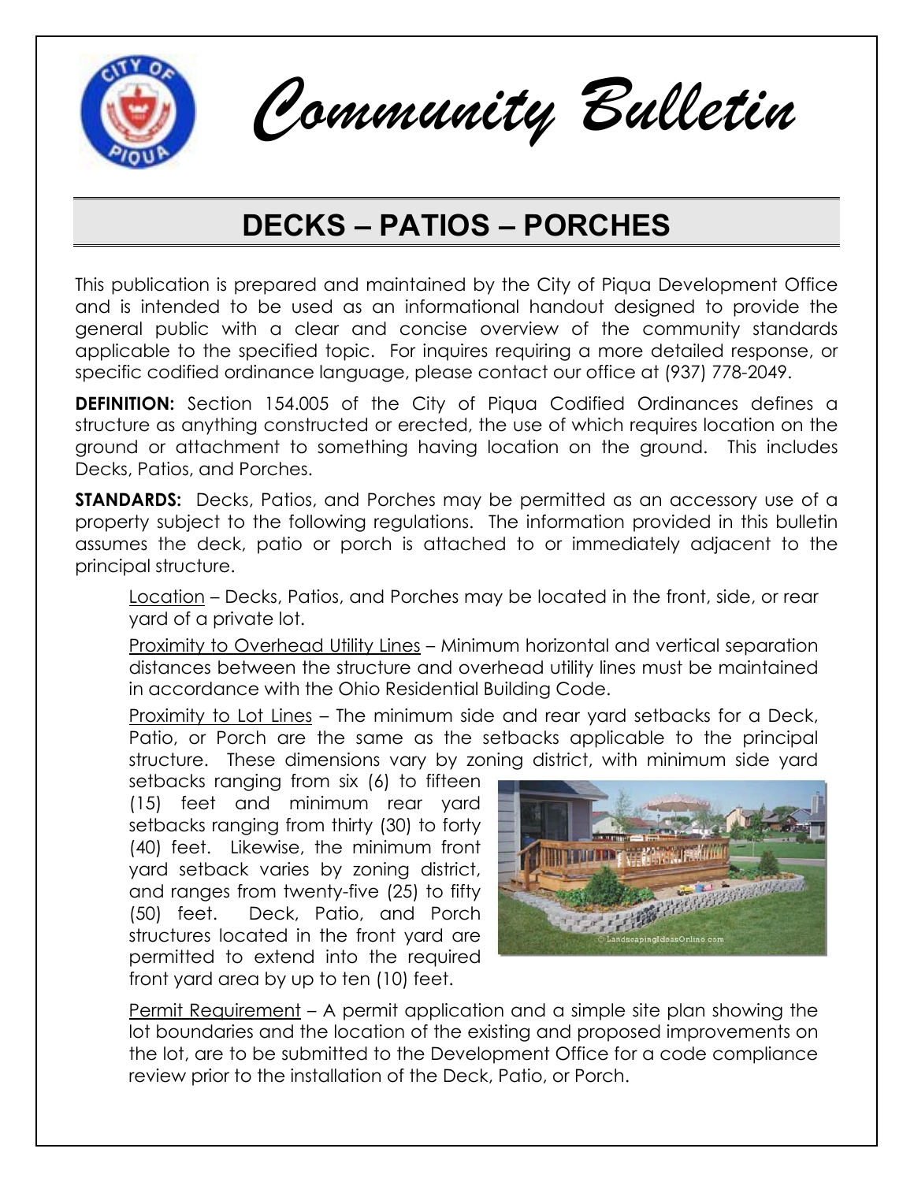# Community Bulletin

## DECKS – PATIOS – PORCHES

This publication is prepared and maintained by the City of Piqua Development Office and is intended to be used as an informational handout designed to provide the general public with a clear and concise overview of the community standards applicable to the specified topic. For inquires requiring a more detailed response, or specific codified ordinance language, please contact our office at (937) 778-2049.

**DEFINITION:** Section 154.005 of the City of Piqua Codified Ordinances defines a structure as anything constructed or erected, the use of which requires location on the ground or attachment to something having location on the ground. This includes Decks, Patios, and Porches.

**STANDARDS:** Decks, Patios, and Porches may be permitted as an accessory use of a property subject to the following regulations. The information provided in this bulletin assumes the deck, patio or porch is attached to or immediately adjacent to the principal structure.

Location – Decks, Patios, and Porches may be located in the front, side, or rear yard of a private lot.

Proximity to Overhead Utility Lines – Minimum horizontal and vertical separation distances between the structure and overhead utility lines must be maintained in accordance with the Ohio Residential Building Code.

Proximity to Lot Lines – The minimum side and rear yard setbacks for a Deck, Patio, or Porch are the same as the setbacks applicable to the principal structure. These dimensions vary by zoning district, with minimum side yard setbacks ranging from six (6) to fifteen (15) feet and minimum rear yard setbacks ranging from thirty (30) to forty (40) feet. Likewise, the minimum front yard setback varies by zoning district, and ranges from twenty-five (25) to fifty (50) feet. Deck, Patio, and Porch structures located in the front yard are permitted to extend into the required front yard area by up to ten (10) feet.

Permit Requirement – A permit application and a simple site plan showing the lot boundaries and the location of the existing and proposed improvements on the lot, are to be submitted to the Development Office for a code compliance review prior to the installation of the Deck, Patio, or Porch.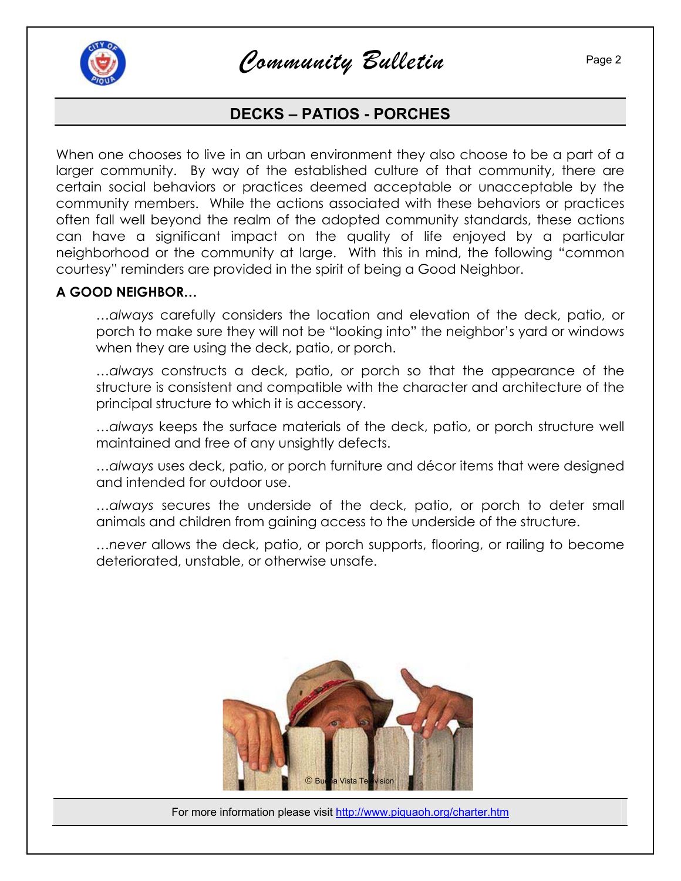## DECKS – PATIOS - PORCHES

When one chooses to live in an urban environment they also choose to be a part of a larger community. By way of the established culture of that community, there are certain social behaviors or practices deemed acceptable or unacceptable by the community members. While the actions associated with these behaviors or practices often fall well beyond the realm of the adopted community standards, these actions can have a significant impact on the quality of life enjoyed by a particular neighborhood or the community at large. With this in mind, the following "common courtesy" reminders are provided in the spirit of being a Good Neighbor.

**A GOOD NEIGHBOR…**

…*always* carefully considers the location and elevation of the deck, patio, or porch to make sure they will not be "looking into" the neighbor's yard or windows when they are using the deck, patio, or porch.

…*always* constructs a deck, patio, or porch so that the appearance of the structure is consistent and compatible with the character and architecture of the principal structure to which it is accessory.

…*always* keeps the surface materials of the deck, patio, or porch structure well maintained and free of any unsightly defects.

…*always* uses deck, patio, or porch furniture and décor items that were designed and intended for outdoor use.

…*always* secures the underside of the deck, patio, or porch to deter small animals and children from gaining access to the underside of the structure.

…*never* allows the deck, patio, or porch supports, flooring, or railing to become deteriorated, unstable, or otherwise unsafe.

© Buena Vista Television

For more information please visit http://www.piquaoh.org/charter.htm